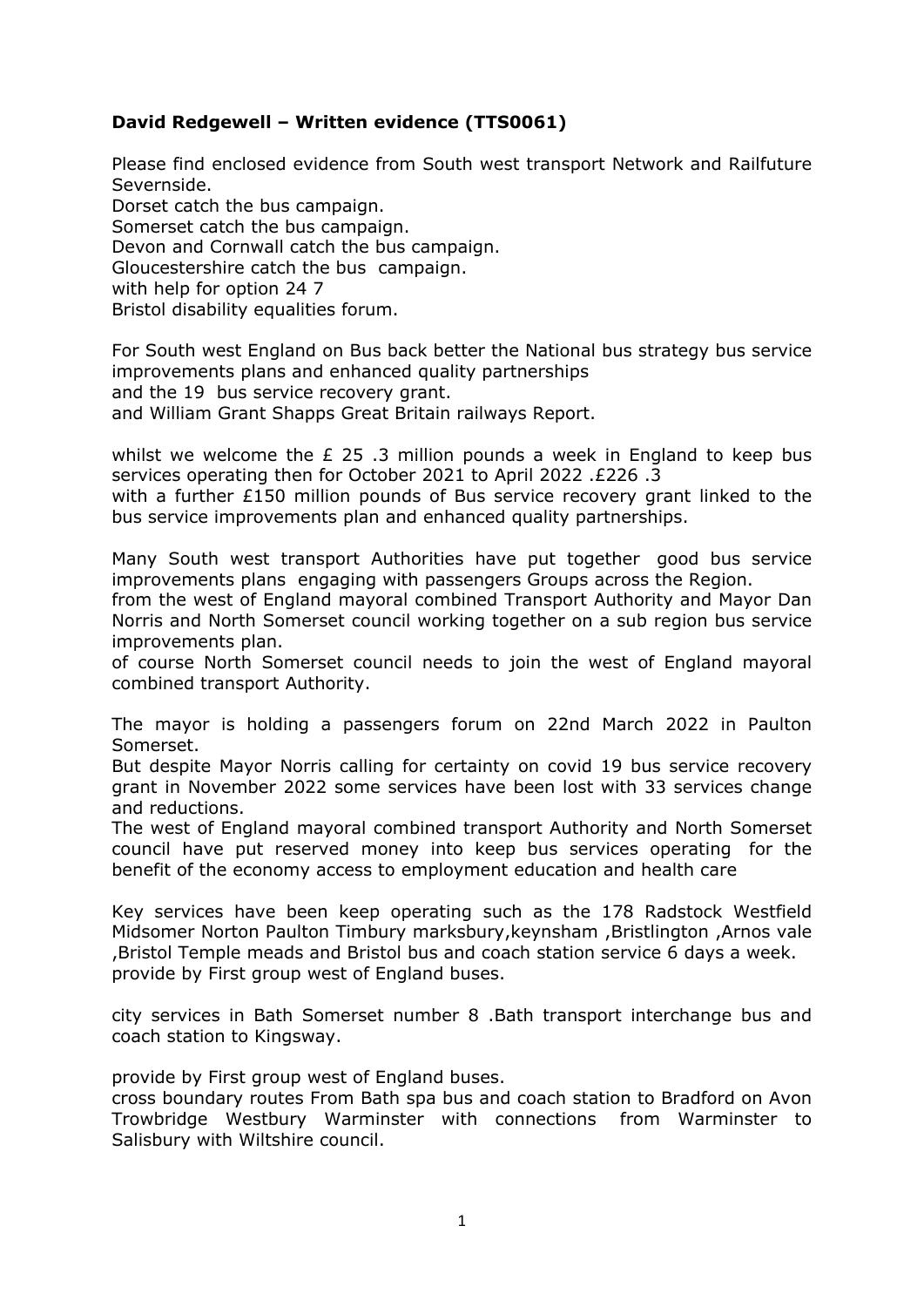**David Redgewell – Written evidence (TTS0061)**

Please find enclosed evidence from South west transport Network and Railfuture Severnside.
Dorset catch the bus campaign.
Somerset catch the bus campaign.
Devon and Cornwall catch the bus campaign.
Gloucestershire catch the bus campaign.
with help for option 24 7
Bristol disability equalities forum.

For South west England on Bus back better the National bus strategy bus service improvements plans and enhanced quality partnerships
and the 19 bus service recovery grant.
and William Grant Shapps Great Britain railways Report.

whilst we welcome the £ 25 .3 million pounds a week in England to keep bus services operating then for October 2021 to April 2022 .£226 .3
with a further £150 million pounds of Bus service recovery grant linked to the bus service improvements plan and enhanced quality partnerships.

Many South west transport Authorities have put together good bus service improvements plans engaging with passengers Groups across the Region.
from the west of England mayoral combined Transport Authority and Mayor Dan Norris and North Somerset council working together on a sub region bus service improvements plan.
of course North Somerset council needs to join the west of England mayoral combined transport Authority.

The mayor is holding a passengers forum on 22nd March 2022 in Paulton Somerset.
But despite Mayor Norris calling for certainty on covid 19 bus service recovery grant in November 2022 some services have been lost with 33 services change and reductions.
The west of England mayoral combined transport Authority and North Somerset council have put reserved money into keep bus services operating for the benefit of the economy access to employment education and health care

Key services have been keep operating such as the 178 Radstock Westfield Midsomer Norton Paulton Timbury marksbury,keynsham ,Bristlington ,Arnos vale ,Bristol Temple meads and Bristol bus and coach station service 6 days a week.
provide by First group west of England buses.

city services in Bath Somerset number 8 .Bath transport interchange bus and coach station to Kingsway.

provide by First group west of England buses.
cross boundary routes From Bath spa bus and coach station to Bradford on Avon Trowbridge Westbury Warminster with connections from Warminster to Salisbury with Wiltshire council.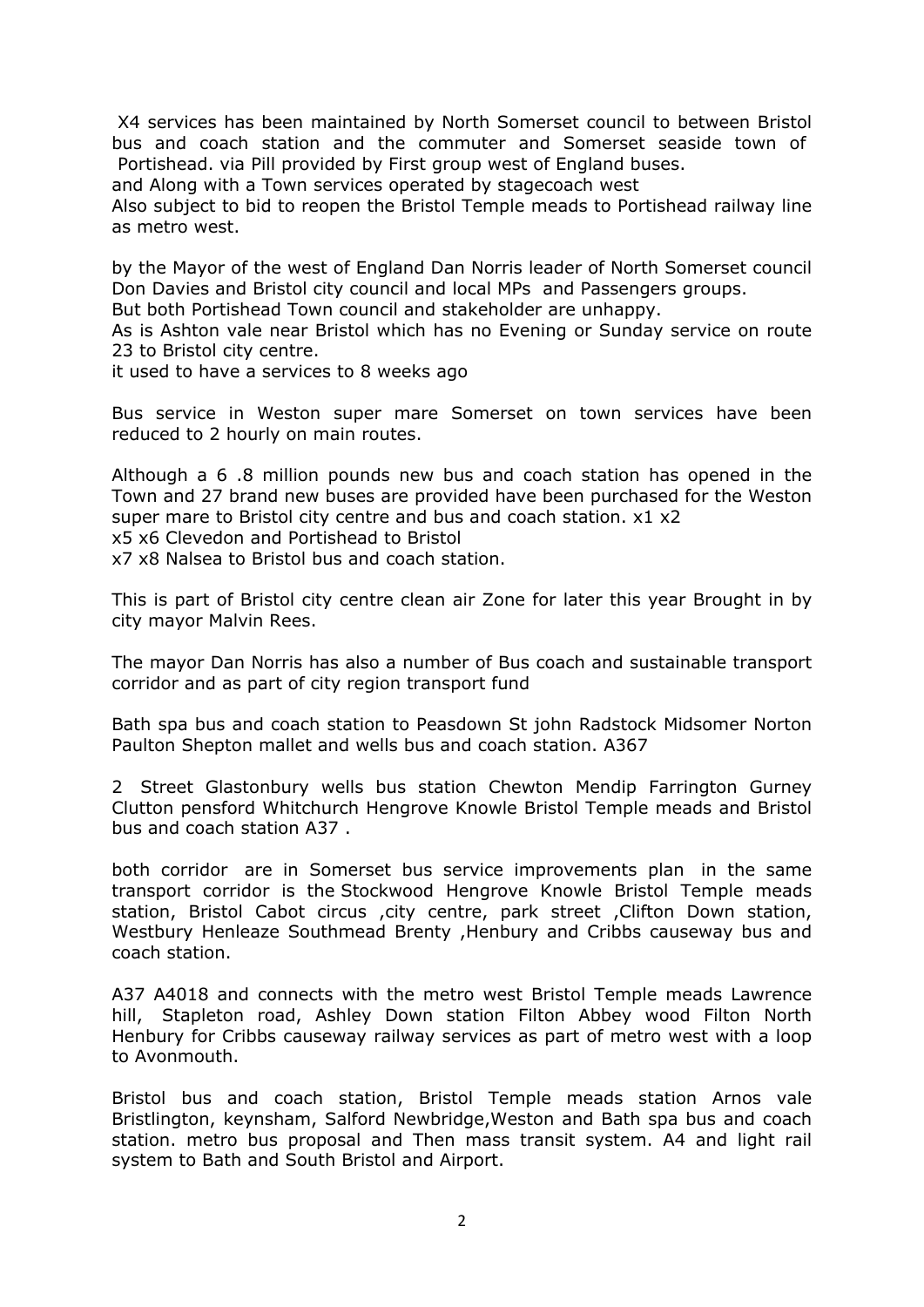X4 services has been maintained by North Somerset council to between Bristol bus and coach station and the commuter and Somerset seaside town of Portishead. via Pill provided by First group west of England buses.
and Along with a Town services operated by stagecoach west
Also subject to bid to reopen the Bristol Temple meads to Portishead railway line as metro west.

by the Mayor of the west of England Dan Norris leader of North Somerset council Don Davies and Bristol city council and local MPs and Passengers groups.
But both Portishead Town council and stakeholder are unhappy.
As is Ashton vale near Bristol which has no Evening or Sunday service on route 23 to Bristol city centre.
it used to have a services to 8 weeks ago

Bus service in Weston super mare Somerset on town services have been reduced to 2 hourly on main routes.

Although a 6 .8 million pounds new bus and coach station has opened in the Town and 27 brand new buses are provided have been purchased for the Weston super mare to Bristol city centre and bus and coach station. x1 x2
x5 x6 Clevedon and Portishead to Bristol
x7 x8 Nalsea to Bristol bus and coach station.

This is part of Bristol city centre clean air Zone for later this year Brought in by city mayor Malvin Rees.

The mayor Dan Norris has also a number of Bus coach and sustainable transport corridor and as part of city region transport fund

Bath spa bus and coach station to Peasdown St john Radstock Midsomer Norton Paulton Shepton mallet and wells bus and coach station. A367

2 Street Glastonbury wells bus station Chewton Mendip Farrington Gurney Clutton pensford Whitchurch Hengrove Knowle Bristol Temple meads and Bristol bus and coach station A37 .

both corridor are in Somerset bus service improvements plan in the same transport corridor is the Stockwood Hengrove Knowle Bristol Temple meads station, Bristol Cabot circus ,city centre, park street ,Clifton Down station, Westbury Henleaze Southmead Brenty ,Henbury and Cribbs causeway bus and coach station.

A37 A4018 and connects with the metro west Bristol Temple meads Lawrence hill, Stapleton road, Ashley Down station Filton Abbey wood Filton North Henbury for Cribbs causeway railway services as part of metro west with a loop to Avonmouth.

Bristol bus and coach station, Bristol Temple meads station Arnos vale Bristlington, keynsham, Salford Newbridge,Weston and Bath spa bus and coach station. metro bus proposal and Then mass transit system. A4 and light rail system to Bath and South Bristol and Airport.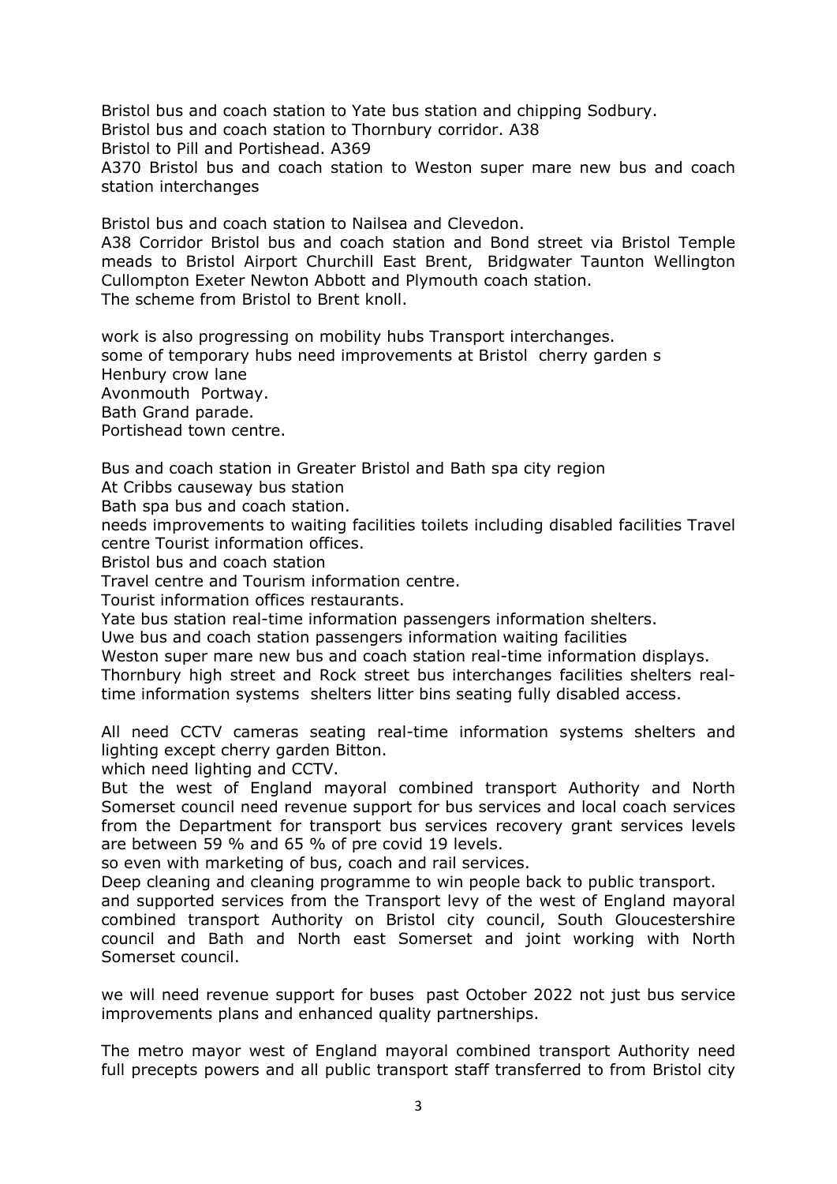Bristol bus and coach station to Yate bus station and chipping Sodbury.
Bristol bus and coach station to Thornbury corridor. A38
Bristol to Pill and Portishead. A369
A370 Bristol bus and coach station to Weston super mare new bus and coach station interchanges

Bristol bus and coach station to Nailsea and Clevedon.
A38 Corridor Bristol bus and coach station and Bond street via Bristol Temple meads to Bristol Airport Churchill East Brent, Bridgwater Taunton Wellington Cullompton Exeter Newton Abbott and Plymouth coach station.
The scheme from Bristol to Brent knoll.

work is also progressing on mobility hubs Transport interchanges.
some of temporary hubs need improvements at Bristol cherry garden s
Henbury crow lane
Avonmouth Portway.
Bath Grand parade.
Portishead town centre.

Bus and coach station in Greater Bristol and Bath spa city region
At Cribbs causeway bus station
Bath spa bus and coach station.
needs improvements to waiting facilities toilets including disabled facilities Travel centre Tourist information offices.
Bristol bus and coach station
Travel centre and Tourism information centre.
Tourist information offices restaurants.
Yate bus station real-time information passengers information shelters.
Uwe bus and coach station passengers information waiting facilities
Weston super mare new bus and coach station real-time information displays.
Thornbury high street and Rock street bus interchanges facilities shelters real-time information systems shelters litter bins seating fully disabled access.

All need CCTV cameras seating real-time information systems shelters and lighting except cherry garden Bitton.
which need lighting and CCTV.
But the west of England mayoral combined transport Authority and North Somerset council need revenue support for bus services and local coach services from the Department for transport bus services recovery grant services levels are between 59 % and 65 % of pre covid 19 levels.
so even with marketing of bus, coach and rail services.
Deep cleaning and cleaning programme to win people back to public transport.
and supported services from the Transport levy of the west of England mayoral combined transport Authority on Bristol city council, South Gloucestershire council and Bath and North east Somerset and joint working with North Somerset council.

we will need revenue support for buses past October 2022 not just bus service improvements plans and enhanced quality partnerships.

The metro mayor west of England mayoral combined transport Authority need full precepts powers and all public transport staff transferred to from Bristol city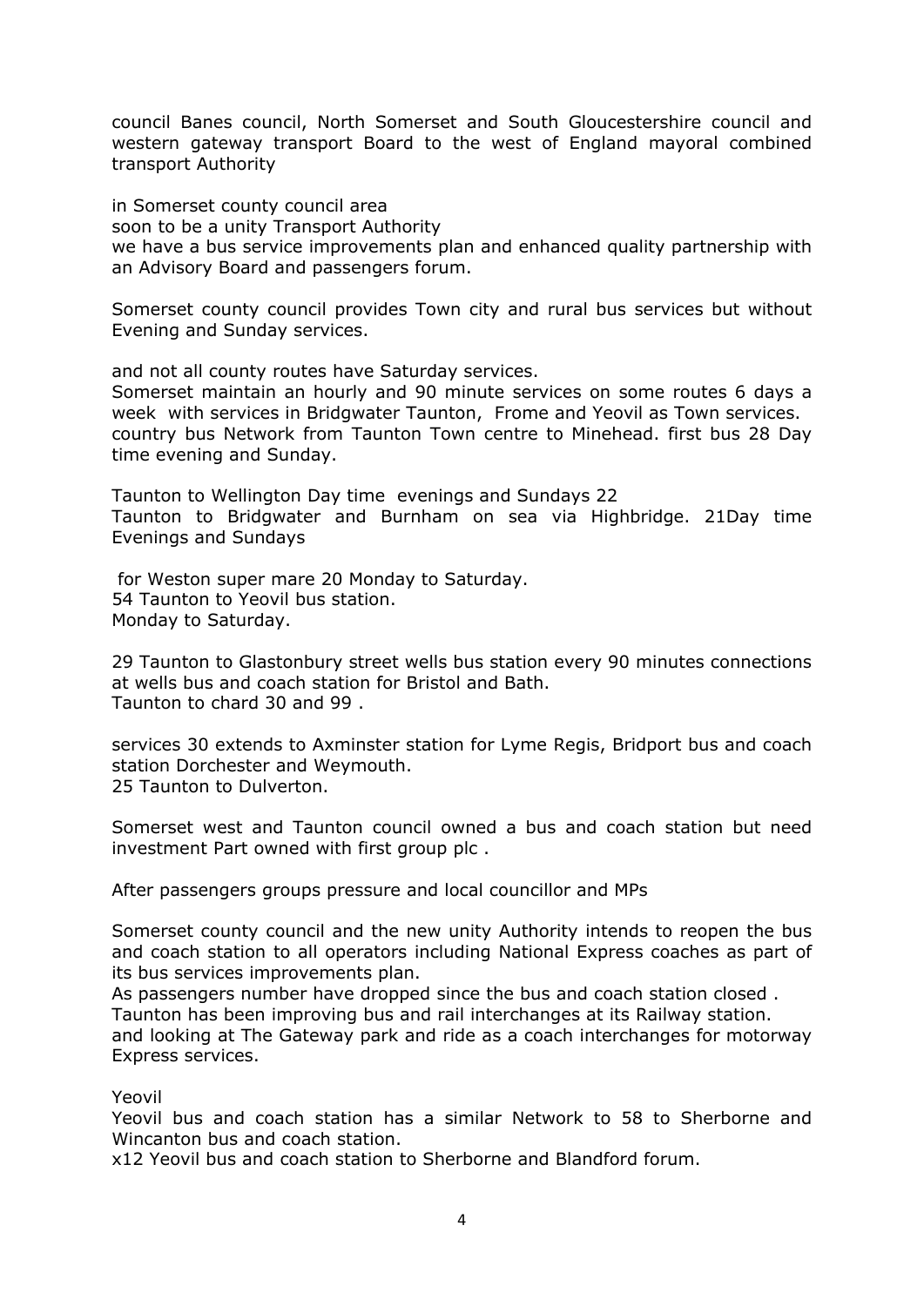council Banes council, North Somerset and South Gloucestershire council and western gateway transport Board to the west of England mayoral combined transport Authority

in Somerset county council area
soon to be a unity Transport Authority
we have a bus service improvements plan and enhanced quality partnership with an Advisory Board and passengers forum.

Somerset county council provides Town city and rural bus services but without Evening and Sunday services.

and not all county routes have Saturday services.
Somerset maintain an hourly and 90 minute services on some routes 6 days a week with services in Bridgwater Taunton, Frome and Yeovil as Town services.
country bus Network from Taunton Town centre to Minehead. first bus 28 Day time evening and Sunday.

Taunton to Wellington Day time evenings and Sundays 22
Taunton to Bridgwater and Burnham on sea via Highbridge. 21Day time Evenings and Sundays

for Weston super mare 20 Monday to Saturday.
54 Taunton to Yeovil bus station.
Monday to Saturday.

29 Taunton to Glastonbury street wells bus station every 90 minutes connections at wells bus and coach station for Bristol and Bath.
Taunton to chard 30 and 99 .

services 30 extends to Axminster station for Lyme Regis, Bridport bus and coach station Dorchester and Weymouth.
25 Taunton to Dulverton.

Somerset west and Taunton council owned a bus and coach station but need investment Part owned with first group plc .

After passengers groups pressure and local councillor and MPs

Somerset county council and the new unity Authority intends to reopen the bus and coach station to all operators including National Express coaches as part of its bus services improvements plan.
As passengers number have dropped since the bus and coach station closed .
Taunton has been improving bus and rail interchanges at its Railway station.
and looking at The Gateway park and ride as a coach interchanges for motorway Express services.

Yeovil
Yeovil bus and coach station has a similar Network to 58 to Sherborne and Wincanton bus and coach station.
x12 Yeovil bus and coach station to Sherborne and Blandford forum.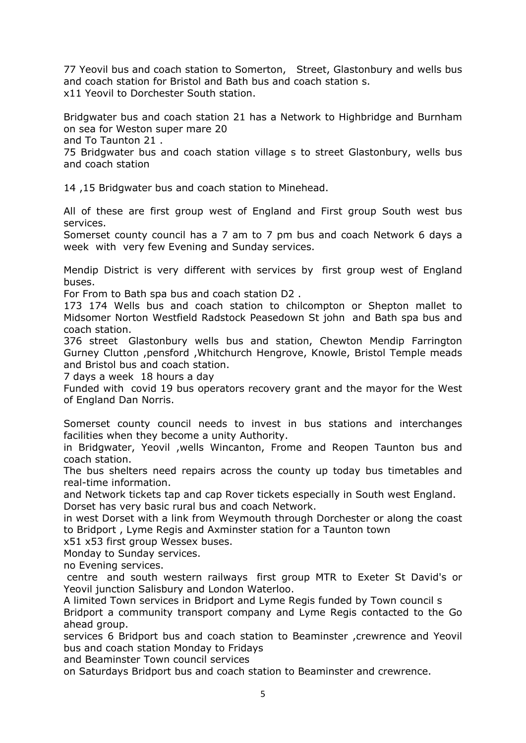77 Yeovil bus and coach station to Somerton, Street, Glastonbury and wells bus and coach station for Bristol and Bath bus and coach station s.
x11 Yeovil to Dorchester South station.

Bridgwater bus and coach station 21 has a Network to Highbridge and Burnham on sea for Weston super mare 20
and To Taunton 21 .
75 Bridgwater bus and coach station village s to street Glastonbury, wells bus and coach station

14 ,15 Bridgwater bus and coach station to Minehead.

All of these are first group west of England and First group South west bus services.
Somerset county council has a 7 am to 7 pm bus and coach Network 6 days a week with very few Evening and Sunday services.

Mendip District is very different with services by first group west of England buses.
For From to Bath spa bus and coach station D2 .
173 174 Wells bus and coach station to chilcompton or Shepton mallet to Midsomer Norton Westfield Radstock Peasedown St john and Bath spa bus and coach station.
376 street Glastonbury wells bus and station, Chewton Mendip Farrington Gurney Clutton ,pensford ,Whitchurch Hengrove, Knowle, Bristol Temple meads and Bristol bus and coach station.
7 days a week 18 hours a day
Funded with covid 19 bus operators recovery grant and the mayor for the West of England Dan Norris.

Somerset county council needs to invest in bus stations and interchanges facilities when they become a unity Authority.
in Bridgwater, Yeovil ,wells Wincanton, Frome and Reopen Taunton bus and coach station.
The bus shelters need repairs across the county up today bus timetables and real-time information.
and Network tickets tap and cap Rover tickets especially in South west England.
Dorset has very basic rural bus and coach Network.
in west Dorset with a link from Weymouth through Dorchester or along the coast to Bridport , Lyme Regis and Axminster station for a Taunton town
x51 x53 first group Wessex buses.
Monday to Sunday services.
no Evening services.
centre and south western railways first group MTR to Exeter St David's or Yeovil junction Salisbury and London Waterloo.
A limited Town services in Bridport and Lyme Regis funded by Town council s
Bridport a community transport company and Lyme Regis contacted to the Go ahead group.
services 6 Bridport bus and coach station to Beaminster ,crewrence and Yeovil bus and coach station Monday to Fridays
and Beaminster Town council services
on Saturdays Bridport bus and coach station to Beaminster and crewrence.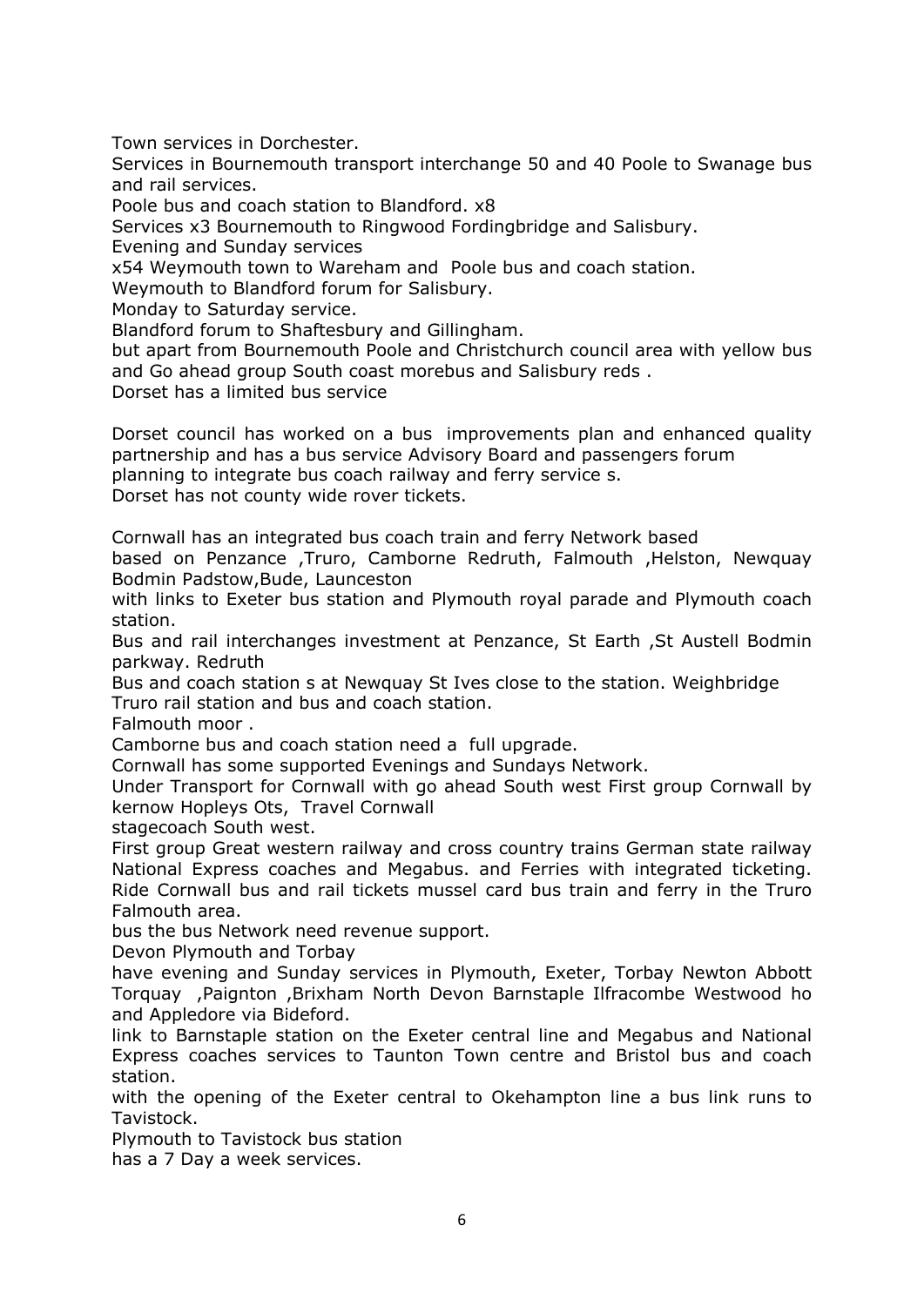Town services in Dorchester.
Services in Bournemouth transport interchange 50 and 40 Poole to Swanage bus and rail services.
Poole bus and coach station to Blandford. x8
Services x3 Bournemouth to Ringwood Fordingbridge and Salisbury.
Evening and Sunday services
x54 Weymouth town to Wareham and Poole bus and coach station.
Weymouth to Blandford forum for Salisbury.
Monday to Saturday service.
Blandford forum to Shaftesbury and Gillingham.
but apart from Bournemouth Poole and Christchurch council area with yellow bus and Go ahead group South coast morebus and Salisbury reds .
Dorset has a limited bus service

Dorset council has worked on a bus improvements plan and enhanced quality partnership and has a bus service Advisory Board and passengers forum
planning to integrate bus coach railway and ferry service s.
Dorset has not county wide rover tickets.

Cornwall has an integrated bus coach train and ferry Network based
based on Penzance ,Truro, Camborne Redruth, Falmouth ,Helston, Newquay Bodmin Padstow,Bude, Launceston
with links to Exeter bus station and Plymouth royal parade and Plymouth coach station.
Bus and rail interchanges investment at Penzance, St Earth ,St Austell Bodmin parkway. Redruth
Bus and coach station s at Newquay St Ives close to the station. Weighbridge
Truro rail station and bus and coach station.
Falmouth moor .
Camborne bus and coach station need a full upgrade.
Cornwall has some supported Evenings and Sundays Network.
Under Transport for Cornwall with go ahead South west First group Cornwall by kernow Hopleys Ots, Travel Cornwall
stagecoach South west.
First group Great western railway and cross country trains German state railway National Express coaches and Megabus. and Ferries with integrated ticketing. Ride Cornwall bus and rail tickets mussel card bus train and ferry in the Truro Falmouth area.
bus the bus Network need revenue support.
Devon Plymouth and Torbay
have evening and Sunday services in Plymouth, Exeter, Torbay Newton Abbott Torquay ,Paignton ,Brixham North Devon Barnstaple Ilfracombe Westwood ho and Appledore via Bideford.
link to Barnstaple station on the Exeter central line and Megabus and National Express coaches services to Taunton Town centre and Bristol bus and coach station.
with the opening of the Exeter central to Okehampton line a bus link runs to Tavistock.
Plymouth to Tavistock bus station
has a 7 Day a week services.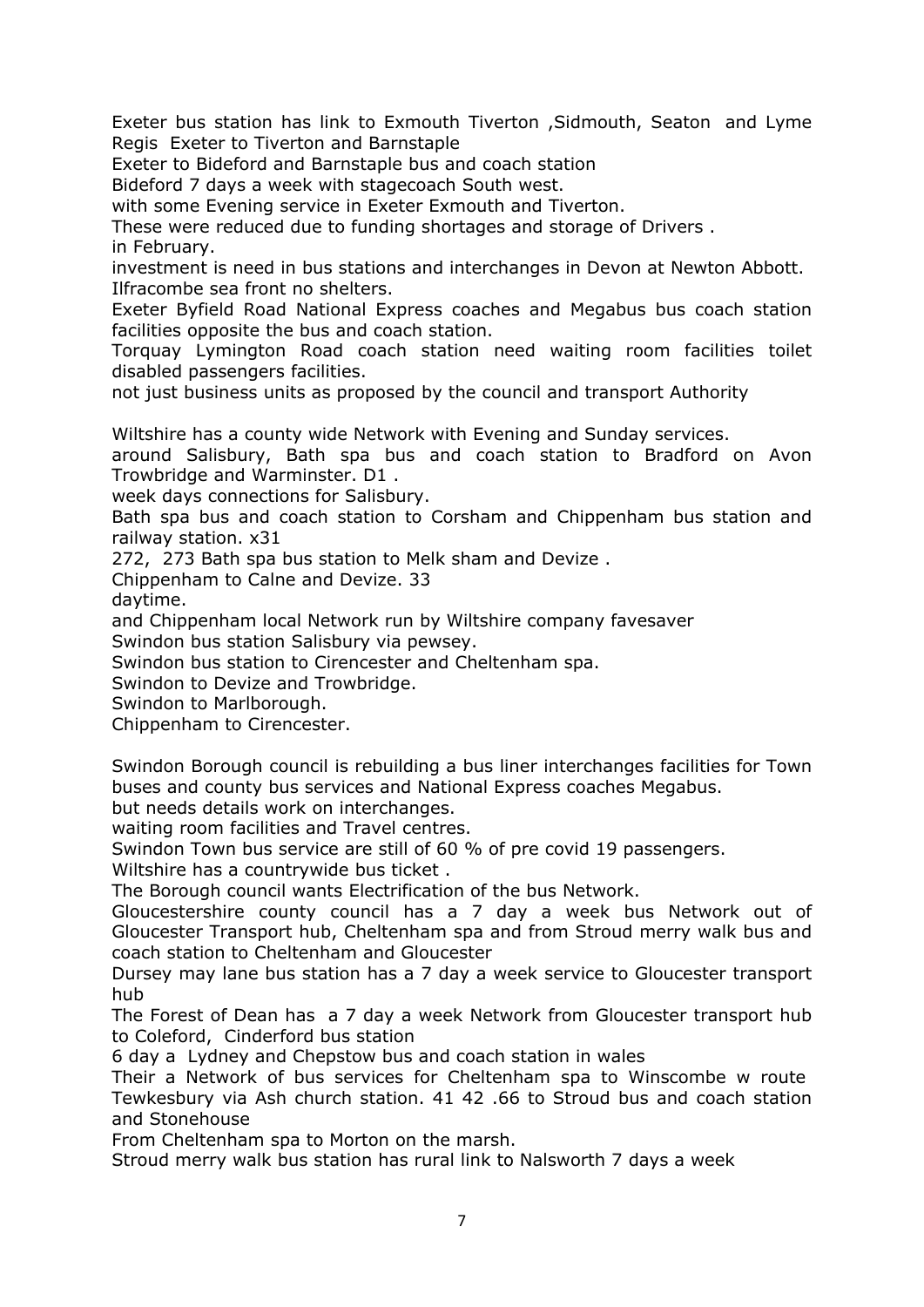Exeter bus station has link to Exmouth Tiverton ,Sidmouth, Seaton and Lyme Regis Exeter to Tiverton and Barnstaple

Exeter to Bideford and Barnstaple bus and coach station

Bideford 7 days a week with stagecoach South west.

with some Evening service in Exeter Exmouth and Tiverton.

These were reduced due to funding shortages and storage of Drivers .

in February.

investment is need in bus stations and interchanges in Devon at Newton Abbott.

Ilfracombe sea front no shelters.

Exeter Byfield Road National Express coaches and Megabus bus coach station facilities opposite the bus and coach station.

Torquay Lymington Road coach station need waiting room facilities toilet disabled passengers facilities.

not just business units as proposed by the council and transport Authority

Wiltshire has a county wide Network with Evening and Sunday services.

around Salisbury, Bath spa bus and coach station to Bradford on Avon Trowbridge and Warminster. D1 .

week days connections for Salisbury.

Bath spa bus and coach station to Corsham and Chippenham bus station and railway station. x31

272, 273 Bath spa bus station to Melk sham and Devize .

Chippenham to Calne and Devize. 33

daytime.

and Chippenham local Network run by Wiltshire company favesaver

Swindon bus station Salisbury via pewsey.

Swindon bus station to Cirencester and Cheltenham spa.

Swindon to Devize and Trowbridge.

Swindon to Marlborough.

Chippenham to Cirencester.

Swindon Borough council is rebuilding a bus liner interchanges facilities for Town buses and county bus services and National Express coaches Megabus.

but needs details work on interchanges.

waiting room facilities and Travel centres.

Swindon Town bus service are still of 60 % of pre covid 19 passengers.

Wiltshire has a countrywide bus ticket .

The Borough council wants Electrification of the bus Network.

Gloucestershire county council has a 7 day a week bus Network out of Gloucester Transport hub, Cheltenham spa and from Stroud merry walk bus and coach station to Cheltenham and Gloucester

Dursey may lane bus station has a 7 day a week service to Gloucester transport hub

The Forest of Dean has a 7 day a week Network from Gloucester transport hub to Coleford, Cinderford bus station

6 day a Lydney and Chepstow bus and coach station in wales

Their a Network of bus services for Cheltenham spa to Winscombe w route Tewkesbury via Ash church station. 41 42 .66 to Stroud bus and coach station and Stonehouse

From Cheltenham spa to Morton on the marsh.

Stroud merry walk bus station has rural link to Nalsworth 7 days a week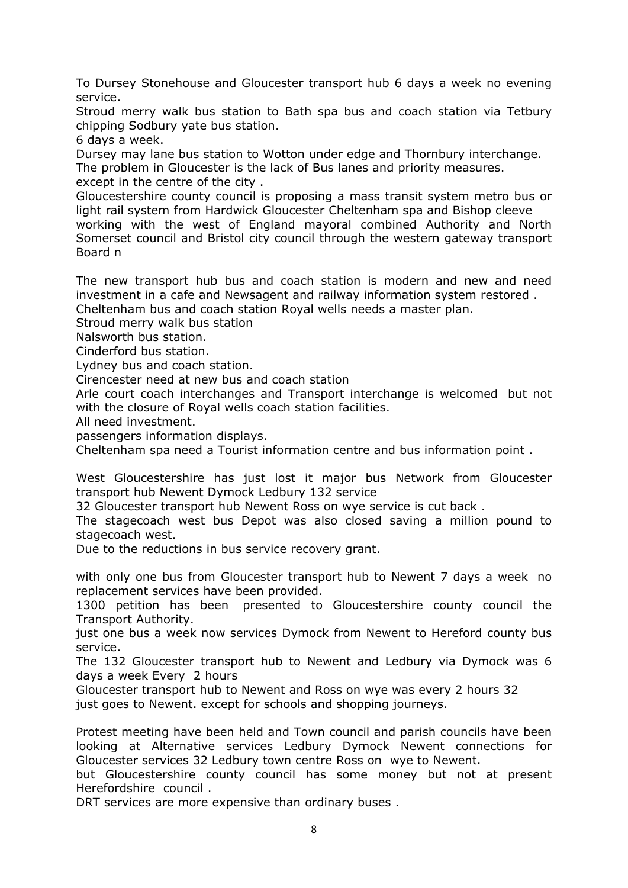To Dursey Stonehouse and Gloucester transport hub 6 days a week no evening service.

Stroud merry walk bus station to Bath spa bus and coach station via Tetbury chipping Sodbury yate bus station.

6 days a week.

Dursey may lane bus station to Wotton under edge and Thornbury interchange.

The problem in Gloucester is the lack of Bus lanes and priority measures. except in the centre of the city .

Gloucestershire county council is proposing a mass transit system metro bus or light rail system from Hardwick Gloucester Cheltenham spa and Bishop cleeve working with the west of England mayoral combined Authority and North Somerset council and Bristol city council through the western gateway transport Board n

The new transport hub bus and coach station is modern and new and need investment in a cafe and Newsagent and railway information system restored .

Cheltenham bus and coach station Royal wells needs a master plan.

Stroud merry walk bus station

Nalsworth bus station.

Cinderford bus station.

Lydney bus and coach station.

Cirencester need at new bus and coach station

Arle court coach interchanges and Transport interchange is welcomed but not with the closure of Royal wells coach station facilities.

All need investment.

passengers information displays.

Cheltenham spa need a Tourist information centre and bus information point .

West Gloucestershire has just lost it major bus Network from Gloucester transport hub Newent Dymock Ledbury 132 service

32 Gloucester transport hub Newent Ross on wye service is cut back .

The stagecoach west bus Depot was also closed saving a million pound to stagecoach west.

Due to the reductions in bus service recovery grant.

with only one bus from Gloucester transport hub to Newent 7 days a week no replacement services have been provided.

1300 petition has been presented to Gloucestershire county council the Transport Authority.

just one bus a week now services Dymock from Newent to Hereford county bus service.

The 132 Gloucester transport hub to Newent and Ledbury via Dymock was 6 days a week Every 2 hours

Gloucester transport hub to Newent and Ross on wye was every 2 hours 32 just goes to Newent. except for schools and shopping journeys.

Protest meeting have been held and Town council and parish councils have been looking at Alternative services Ledbury Dymock Newent connections for Gloucester services 32 Ledbury town centre Ross on wye to Newent.

but Gloucestershire county council has some money but not at present Herefordshire council .

DRT services are more expensive than ordinary buses .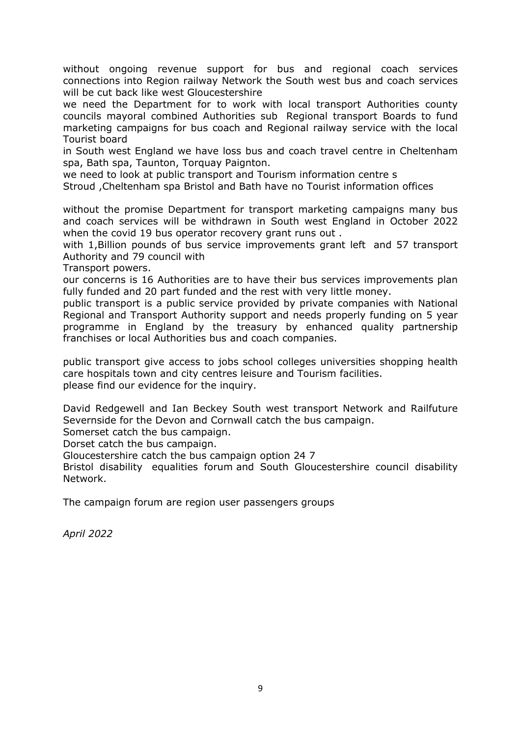without ongoing revenue support for bus and regional coach services connections into Region railway Network the South west bus and coach services will be cut back like west Gloucestershire

we need the Department for to work with local transport Authorities county councils mayoral combined Authorities sub Regional transport Boards to fund marketing campaigns for bus coach and Regional railway service with the local Tourist board

in South west England we have loss bus and coach travel centre in Cheltenham spa, Bath spa, Taunton, Torquay Paignton.

we need to look at public transport and Tourism information centre s

Stroud ,Cheltenham spa Bristol and Bath have no Tourist information offices

without the promise Department for transport marketing campaigns many bus and coach services will be withdrawn in South west England in October 2022 when the covid 19 bus operator recovery grant runs out .

with 1,Billion pounds of bus service improvements grant left and 57 transport Authority and 79 council with

Transport powers.

our concerns is 16 Authorities are to have their bus services improvements plan fully funded and 20 part funded and the rest with very little money.

public transport is a public service provided by private companies with National Regional and Transport Authority support and needs properly funding on 5 year programme in England by the treasury by enhanced quality partnership franchises or local Authorities bus and coach companies.

public transport give access to jobs school colleges universities shopping health care hospitals town and city centres leisure and Tourism facilities.

please find our evidence for the inquiry.

David Redgewell and Ian Beckey South west transport Network and Railfuture Severnside for the Devon and Cornwall catch the bus campaign.

Somerset catch the bus campaign.

Dorset catch the bus campaign.

Gloucestershire catch the bus campaign option 24 7

Bristol disability equalities forum and South Gloucestershire council disability Network.

The campaign forum are region user passengers groups

*April 2022*